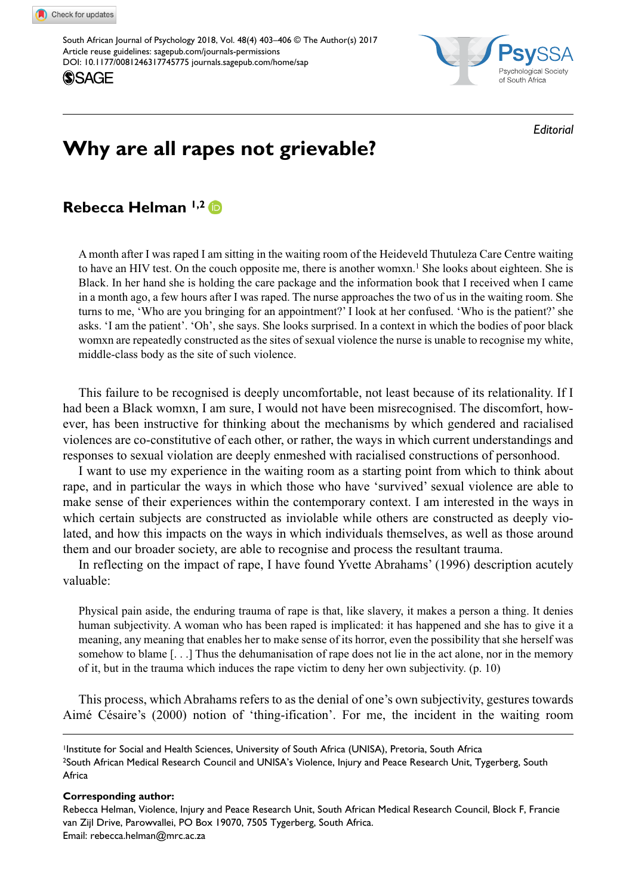Editorial

# Why are all rapes not grievable?

## Rebecca Helman [1,2]

> A month after I was raped I am sitting in the waiting room of the Heideveld Thutuleza Care Centre waiting to have an HIV test. On the couch opposite me, there is another womxn.[1] She looks about eighteen. She is Black. In her hand she is holding the care package and the information book that I received when I came in a month ago, a few hours after I was raped. The nurse approaches the two of us in the waiting room. She turns to me, 'Who are you bringing for an appointment?' I look at her confused. 'Who is the patient?' she asks. 'I am the patient'. 'Oh', she says. She looks surprised. In a context in which the bodies of poor black womxn are repeatedly constructed as the sites of sexual violence the nurse is unable to recognise my white, middle-class body as the site of such violence.

This failure to be recognised is deeply uncomfortable, not least because of its relationality. If I had been a Black womxn, I am sure, I would not have been misrecognised. The discomfort, however, has been instructive for thinking about the mechanisms by which gendered and racialised violences are co-constitutive of each other, or rather, the ways in which current understandings and responses to sexual violation are deeply enmeshed with racialised constructions of personhood.

I want to use my experience in the waiting room as a starting point from which to think about rape, and in particular the ways in which those who have 'survived' sexual violence are able to make sense of their experiences within the contemporary context. I am interested in the ways in which certain subjects are constructed as inviolable while others are constructed as deeply violated, and how this impacts on the ways in which individuals themselves, as well as those around them and our broader society, are able to recognise and process the resultant trauma.

In reflecting on the impact of rape, I have found Yvette Abrahams' (1996) description acutely valuable:

> Physical pain aside, the enduring trauma of rape is that, like slavery, it makes a person a thing. It denies human subjectivity. A woman who has been raped is implicated: it has happened and she has to give it a meaning, any meaning that enables her to make sense of its horror, even the possibility that she herself was somehow to blame [. . .] Thus the dehumanisation of rape does not lie in the act alone, nor in the memory of it, but in the trauma which induces the rape victim to deny her own subjectivity. (p. 10)

This process, which Abrahams refers to as the denial of one's own subjectivity, gestures towards Aimé Césaire's (2000) notion of 'thing-ification'. For me, the incident in the waiting room

---

[1]Institute for Social and Health Sciences, University of South Africa (UNISA), Pretoria, South Africa
[2]South African Medical Research Council and UNISA's Violence, Injury and Peace Research Unit, Tygerberg, South Africa

**Corresponding author:**
Rebecca Helman, Violence, Injury and Peace Research Unit, South African Medical Research Council, Block F, Francie van Zijl Drive, Parowvallei, PO Box 19070, 7505 Tygerberg, South Africa.
Email: rebecca.helman@mrc.ac.za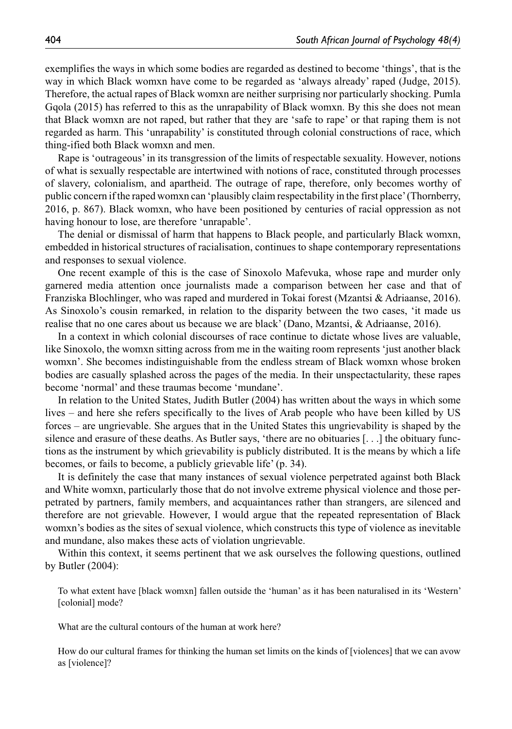exemplifies the ways in which some bodies are regarded as destined to become 'things', that is the way in which Black womxn have come to be regarded as 'always already' raped (Judge, 2015). Therefore, the actual rapes of Black womxn are neither surprising nor particularly shocking. Pumla Gqola (2015) has referred to this as the unrapability of Black womxn. By this she does not mean that Black womxn are not raped, but rather that they are 'safe to rape' or that raping them is not regarded as harm. This 'unrapability' is constituted through colonial constructions of race, which thing-ified both Black womxn and men.

Rape is 'outrageous' in its transgression of the limits of respectable sexuality. However, notions of what is sexually respectable are intertwined with notions of race, constituted through processes of slavery, colonialism, and apartheid. The outrage of rape, therefore, only becomes worthy of public concern if the raped womxn can 'plausibly claim respectability in the first place' (Thornberry, 2016, p. 867). Black womxn, who have been positioned by centuries of racial oppression as not having honour to lose, are therefore 'unrapable'.

The denial or dismissal of harm that happens to Black people, and particularly Black womxn, embedded in historical structures of racialisation, continues to shape contemporary representations and responses to sexual violence.

One recent example of this is the case of Sinoxolo Mafevuka, whose rape and murder only garnered media attention once journalists made a comparison between her case and that of Franziska Blochlinger, who was raped and murdered in Tokai forest (Mzantsi & Adriaanse, 2016). As Sinoxolo's cousin remarked, in relation to the disparity between the two cases, 'it made us realise that no one cares about us because we are black' (Dano, Mzantsi, & Adriaanse, 2016).

In a context in which colonial discourses of race continue to dictate whose lives are valuable, like Sinoxolo, the womxn sitting across from me in the waiting room represents 'just another black womxn'. She becomes indistinguishable from the endless stream of Black womxn whose broken bodies are casually splashed across the pages of the media. In their unspectacularity, these rapes become 'normal' and these traumas become 'mundane'.

In relation to the United States, Judith Butler (2004) has written about the ways in which some lives – and here she refers specifically to the lives of Arab people who have been killed by US forces – are ungrievable. She argues that in the United States this ungrievability is shaped by the silence and erasure of these deaths. As Butler says, 'there are no obituaries [. . .] the obituary functions as the instrument by which grievability is publicly distributed. It is the means by which a life becomes, or fails to become, a publicly grievable life' (p. 34).

It is definitely the case that many instances of sexual violence perpetrated against both Black and White womxn, particularly those that do not involve extreme physical violence and those perpetrated by partners, family members, and acquaintances rather than strangers, are silenced and therefore are not grievable. However, I would argue that the repeated representation of Black womxn's bodies as the sites of sexual violence, which constructs this type of violence as inevitable and mundane, also makes these acts of violation ungrievable.

Within this context, it seems pertinent that we ask ourselves the following questions, outlined by Butler (2004):

> To what extent have [black womxn] fallen outside the 'human' as it has been naturalised in its 'Western' [colonial] mode?
>
> What are the cultural contours of the human at work here?
>
> How do our cultural frames for thinking the human set limits on the kinds of [violences] that we can avow as [violence]?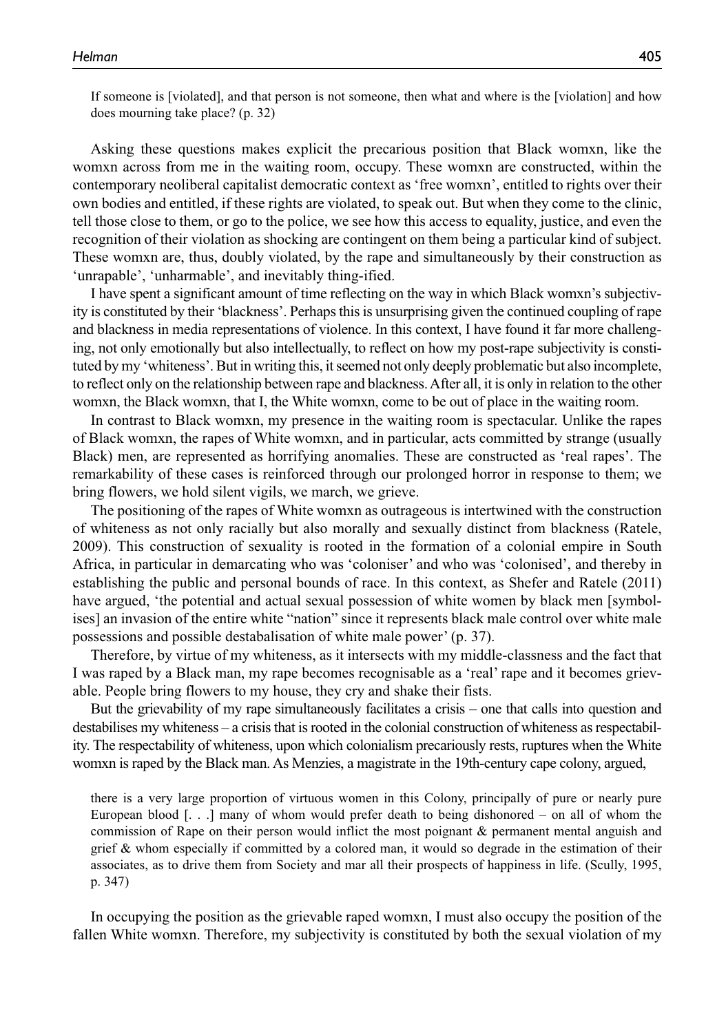> If someone is [violated], and that person is not someone, then what and where is the [violation] and how does mourning take place? (p. 32)

Asking these questions makes explicit the precarious position that Black womxn, like the womxn across from me in the waiting room, occupy. These womxn are constructed, within the contemporary neoliberal capitalist democratic context as 'free womxn', entitled to rights over their own bodies and entitled, if these rights are violated, to speak out. But when they come to the clinic, tell those close to them, or go to the police, we see how this access to equality, justice, and even the recognition of their violation as shocking are contingent on them being a particular kind of subject. These womxn are, thus, doubly violated, by the rape and simultaneously by their construction as 'unrapable', 'unharmable', and inevitably thing-ified.

I have spent a significant amount of time reflecting on the way in which Black womxn's subjectivity is constituted by their 'blackness'. Perhaps this is unsurprising given the continued coupling of rape and blackness in media representations of violence. In this context, I have found it far more challenging, not only emotionally but also intellectually, to reflect on how my post-rape subjectivity is constituted by my 'whiteness'. But in writing this, it seemed not only deeply problematic but also incomplete, to reflect only on the relationship between rape and blackness. After all, it is only in relation to the other womxn, the Black womxn, that I, the White womxn, come to be out of place in the waiting room.

In contrast to Black womxn, my presence in the waiting room is spectacular. Unlike the rapes of Black womxn, the rapes of White womxn, and in particular, acts committed by strange (usually Black) men, are represented as horrifying anomalies. These are constructed as 'real rapes'. The remarkability of these cases is reinforced through our prolonged horror in response to them; we bring flowers, we hold silent vigils, we march, we grieve.

The positioning of the rapes of White womxn as outrageous is intertwined with the construction of whiteness as not only racially but also morally and sexually distinct from blackness (Ratele, 2009). This construction of sexuality is rooted in the formation of a colonial empire in South Africa, in particular in demarcating who was 'coloniser' and who was 'colonised', and thereby in establishing the public and personal bounds of race. In this context, as Shefer and Ratele (2011) have argued, 'the potential and actual sexual possession of white women by black men [symbolises] an invasion of the entire white "nation" since it represents black male control over white male possessions and possible destabalisation of white male power' (p. 37).

Therefore, by virtue of my whiteness, as it intersects with my middle-classness and the fact that I was raped by a Black man, my rape becomes recognisable as a 'real' rape and it becomes grievable. People bring flowers to my house, they cry and shake their fists.

But the grievability of my rape simultaneously facilitates a crisis – one that calls into question and destabilises my whiteness – a crisis that is rooted in the colonial construction of whiteness as respectability. The respectability of whiteness, upon which colonialism precariously rests, ruptures when the White womxn is raped by the Black man. As Menzies, a magistrate in the 19th-century cape colony, argued,

> there is a very large proportion of virtuous women in this Colony, principally of pure or nearly pure European blood [. . .] many of whom would prefer death to being dishonored – on all of whom the commission of Rape on their person would inflict the most poignant & permanent mental anguish and grief & whom especially if committed by a colored man, it would so degrade in the estimation of their associates, as to drive them from Society and mar all their prospects of happiness in life. (Scully, 1995, p. 347)

In occupying the position as the grievable raped womxn, I must also occupy the position of the fallen White womxn. Therefore, my subjectivity is constituted by both the sexual violation of my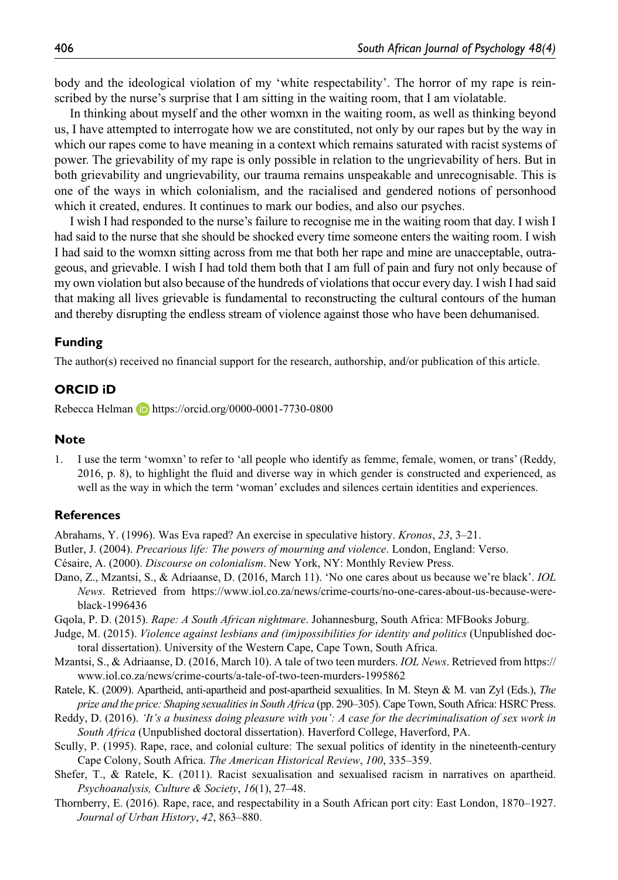body and the ideological violation of my 'white respectability'. The horror of my rape is reinscribed by the nurse's surprise that I am sitting in the waiting room, that I am violatable.

In thinking about myself and the other womxn in the waiting room, as well as thinking beyond us, I have attempted to interrogate how we are constituted, not only by our rapes but by the way in which our rapes come to have meaning in a context which remains saturated with racist systems of power. The grievability of my rape is only possible in relation to the ungrievability of hers. But in both grievability and ungrievability, our trauma remains unspeakable and unrecognisable. This is one of the ways in which colonialism, and the racialised and gendered notions of personhood which it created, endures. It continues to mark our bodies, and also our psyches.

I wish I had responded to the nurse's failure to recognise me in the waiting room that day. I wish I had said to the nurse that she should be shocked every time someone enters the waiting room. I wish I had said to the womxn sitting across from me that both her rape and mine are unacceptable, outrageous, and grievable. I wish I had told them both that I am full of pain and fury not only because of my own violation but also because of the hundreds of violations that occur every day. I wish I had said that making all lives grievable is fundamental to reconstructing the cultural contours of the human and thereby disrupting the endless stream of violence against those who have been dehumanised.

## Funding

The author(s) received no financial support for the research, authorship, and/or publication of this article.

## ORCID iD

Rebecca Helman https://orcid.org/0000-0001-7730-0800

## Note

1. I use the term 'womxn' to refer to 'all people who identify as femme, female, women, or trans' (Reddy, 2016, p. 8), to highlight the fluid and diverse way in which gender is constructed and experienced, as well as the way in which the term 'woman' excludes and silences certain identities and experiences.

## References

Abrahams, Y. (1996). Was Eva raped? An exercise in speculative history. *Kronos*, *23*, 3–21.

Butler, J. (2004). *Precarious life: The powers of mourning and violence*. London, England: Verso.

Césaire, A. (2000). *Discourse on colonialism*. New York, NY: Monthly Review Press.

Dano, Z., Mzantsi, S., & Adriaanse, D. (2016, March 11). 'No one cares about us because we're black'. *IOL News*. Retrieved from https://www.iol.co.za/news/crime-courts/no-one-cares-about-us-because-were-black-1996436

Gqola, P. D. (2015). *Rape: A South African nightmare*. Johannesburg, South Africa: MFBooks Joburg.

Judge, M. (2015). *Violence against lesbians and (im)possibilities for identity and politics* (Unpublished doctoral dissertation). University of the Western Cape, Cape Town, South Africa.

Mzantsi, S., & Adriaanse, D. (2016, March 10). A tale of two teen murders. *IOL News*. Retrieved from https://www.iol.co.za/news/crime-courts/a-tale-of-two-teen-murders-1995862

Ratele, K. (2009). Apartheid, anti-apartheid and post-apartheid sexualities. In M. Steyn & M. van Zyl (Eds.), *The prize and the price: Shaping sexualities in South Africa* (pp. 290–305). Cape Town, South Africa: HSRC Press.

Reddy, D. (2016). *'It's a business doing pleasure with you': A case for the decriminalisation of sex work in South Africa* (Unpublished doctoral dissertation). Haverford College, Haverford, PA.

Scully, P. (1995). Rape, race, and colonial culture: The sexual politics of identity in the nineteenth-century Cape Colony, South Africa. *The American Historical Review*, *100*, 335–359.

Shefer, T., & Ratele, K. (2011). Racist sexualisation and sexualised racism in narratives on apartheid. *Psychoanalysis, Culture & Society*, *16*(1), 27–48.

Thornberry, E. (2016). Rape, race, and respectability in a South African port city: East London, 1870–1927. *Journal of Urban History*, *42*, 863–880.